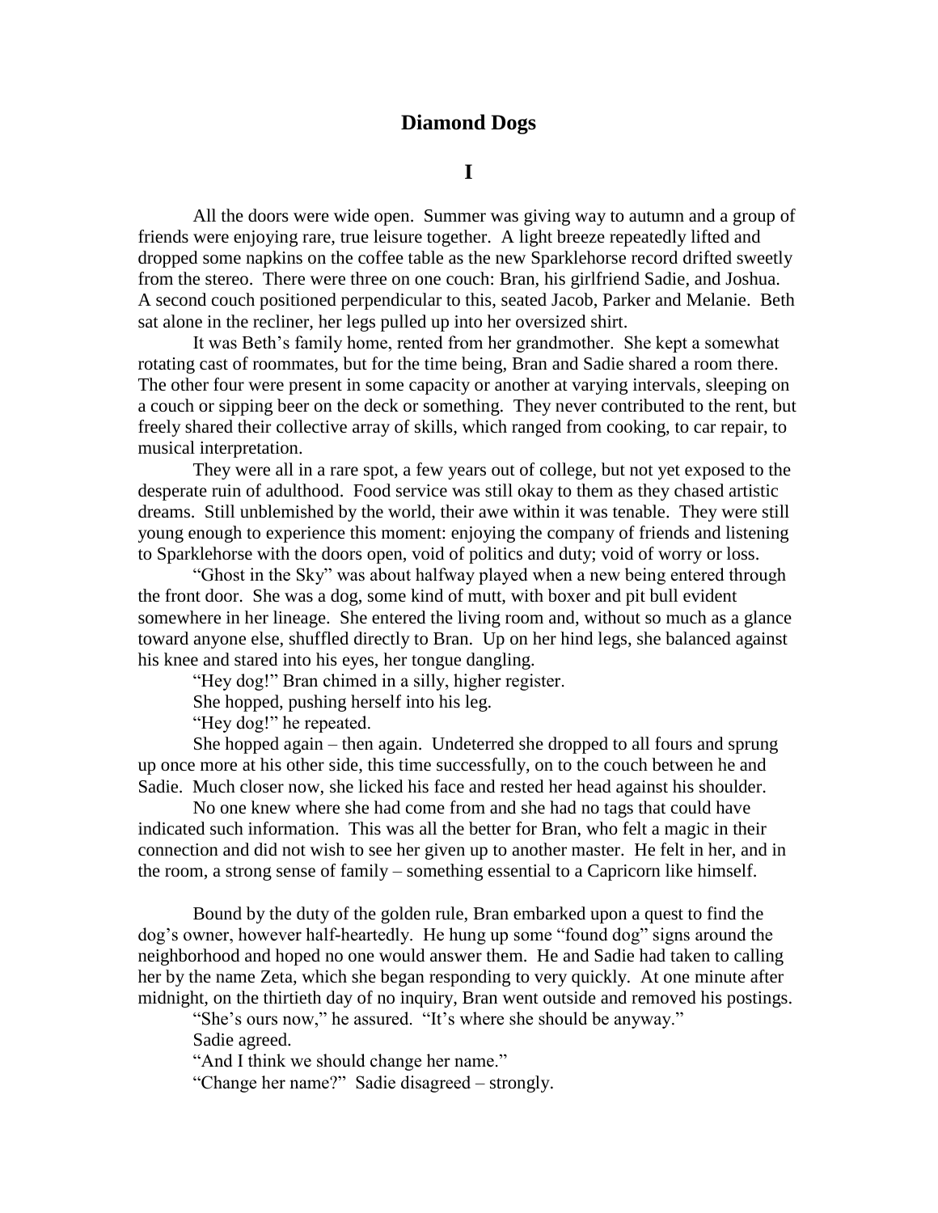# Diamond Dogs

## I

All the doors were wide open. Summer was giving way to autumn and a group of friends were enjoying rare, true leisure together. A light breeze repeatedly lifted and dropped some napkins on the coffee table as the new Sparklehorse record drifted sweetly from the stereo. There were three on one couch: Bran, his girlfriend Sadie, and Joshua. A second couch positioned perpendicular to this, seated Jacob, Parker and Melanie. Beth sat alone in the recliner, her legs pulled up into her oversized shirt.

It was Beth's family home, rented from her grandmother. She kept a somewhat rotating cast of roommates, but for the time being, Bran and Sadie shared a room there. The other four were present in some capacity or another at varying intervals, sleeping on a couch or sipping beer on the deck or something. They never contributed to the rent, but freely shared their collective array of skills, which ranged from cooking, to car repair, to musical interpretation.

They were all in a rare spot, a few years out of college, but not yet exposed to the desperate ruin of adulthood. Food service was still okay to them as they chased artistic dreams. Still unblemished by the world, their awe within it was tenable. They were still young enough to experience this moment: enjoying the company of friends and listening to Sparklehorse with the doors open, void of politics and duty; void of worry or loss.

"Ghost in the Sky" was about halfway played when a new being entered through the front door. She was a dog, some kind of mutt, with boxer and pit bull evident somewhere in her lineage. She entered the living room and, without so much as a glance toward anyone else, shuffled directly to Bran. Up on her hind legs, she balanced against his knee and stared into his eyes, her tongue dangling.

"Hey dog!" Bran chimed in a silly, higher register.

She hopped, pushing herself into his leg.

"Hey dog!" he repeated.

She hopped again – then again. Undeterred she dropped to all fours and sprung up once more at his other side, this time successfully, on to the couch between he and Sadie. Much closer now, she licked his face and rested her head against his shoulder.

No one knew where she had come from and she had no tags that could have indicated such information. This was all the better for Bran, who felt a magic in their connection and did not wish to see her given up to another master. He felt in her, and in the room, a strong sense of family – something essential to a Capricorn like himself.

Bound by the duty of the golden rule, Bran embarked upon a quest to find the dog's owner, however half-heartedly. He hung up some "found dog" signs around the neighborhood and hoped no one would answer them. He and Sadie had taken to calling her by the name Zeta, which she began responding to very quickly. At one minute after midnight, on the thirtieth day of no inquiry, Bran went outside and removed his postings.

"She's ours now," he assured. "It's where she should be anyway."

Sadie agreed.

"And I think we should change her name."

"Change her name?" Sadie disagreed – strongly.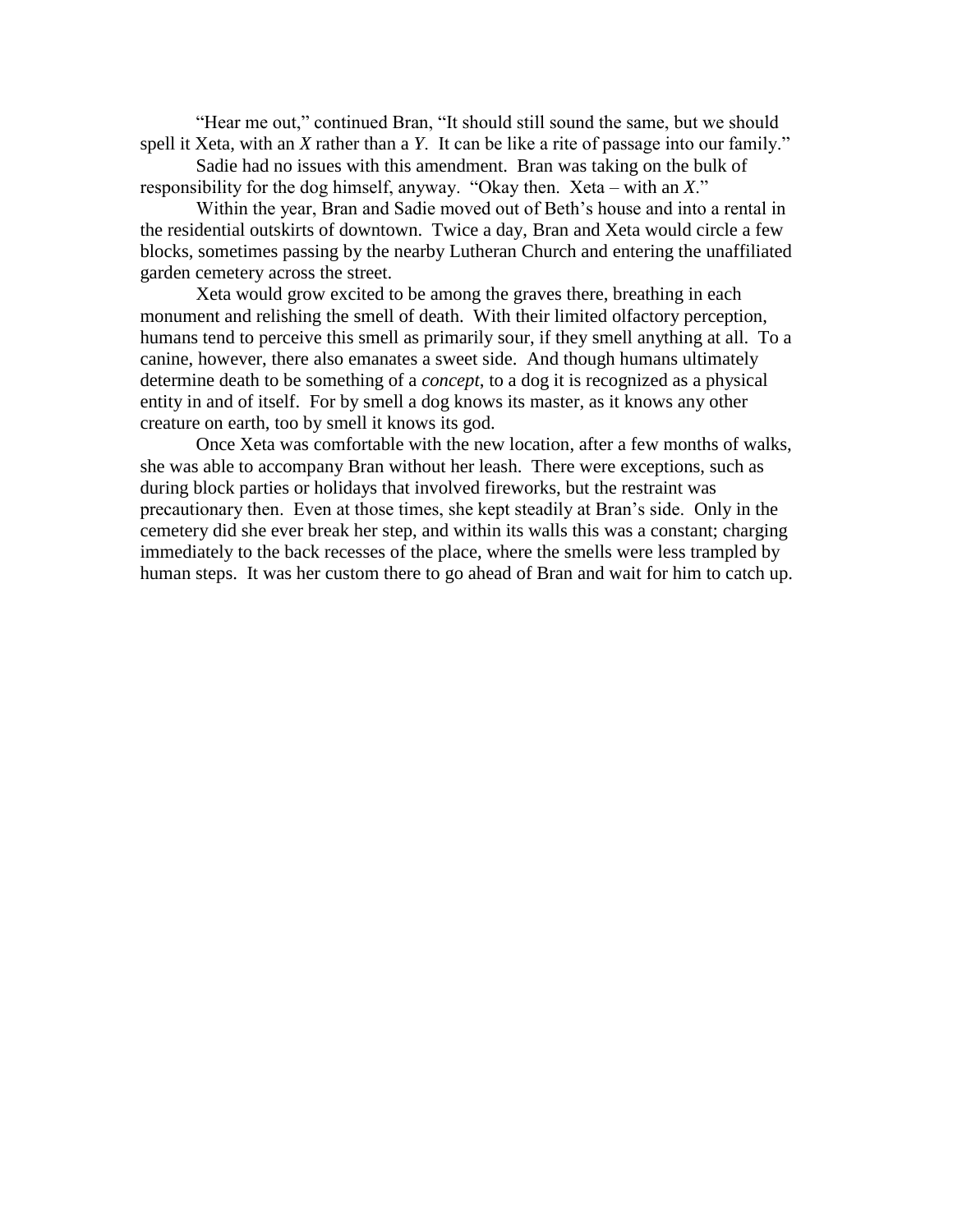"Hear me out," continued Bran, "It should still sound the same, but we should spell it Xeta, with an *X* rather than a *Y*. It can be like a rite of passage into our family."

Sadie had no issues with this amendment. Bran was taking on the bulk of responsibility for the dog himself, anyway. "Okay then. Xeta – with an *X*."

Within the year, Bran and Sadie moved out of Beth's house and into a rental in the residential outskirts of downtown. Twice a day, Bran and Xeta would circle a few blocks, sometimes passing by the nearby Lutheran Church and entering the unaffiliated garden cemetery across the street.

Xeta would grow excited to be among the graves there, breathing in each monument and relishing the smell of death. With their limited olfactory perception, humans tend to perceive this smell as primarily sour, if they smell anything at all. To a canine, however, there also emanates a sweet side. And though humans ultimately determine death to be something of a *concept*, to a dog it is recognized as a physical entity in and of itself. For by smell a dog knows its master, as it knows any other creature on earth, too by smell it knows its god.

Once Xeta was comfortable with the new location, after a few months of walks, she was able to accompany Bran without her leash. There were exceptions, such as during block parties or holidays that involved fireworks, but the restraint was precautionary then. Even at those times, she kept steadily at Bran's side. Only in the cemetery did she ever break her step, and within its walls this was a constant; charging immediately to the back recesses of the place, where the smells were less trampled by human steps. It was her custom there to go ahead of Bran and wait for him to catch up.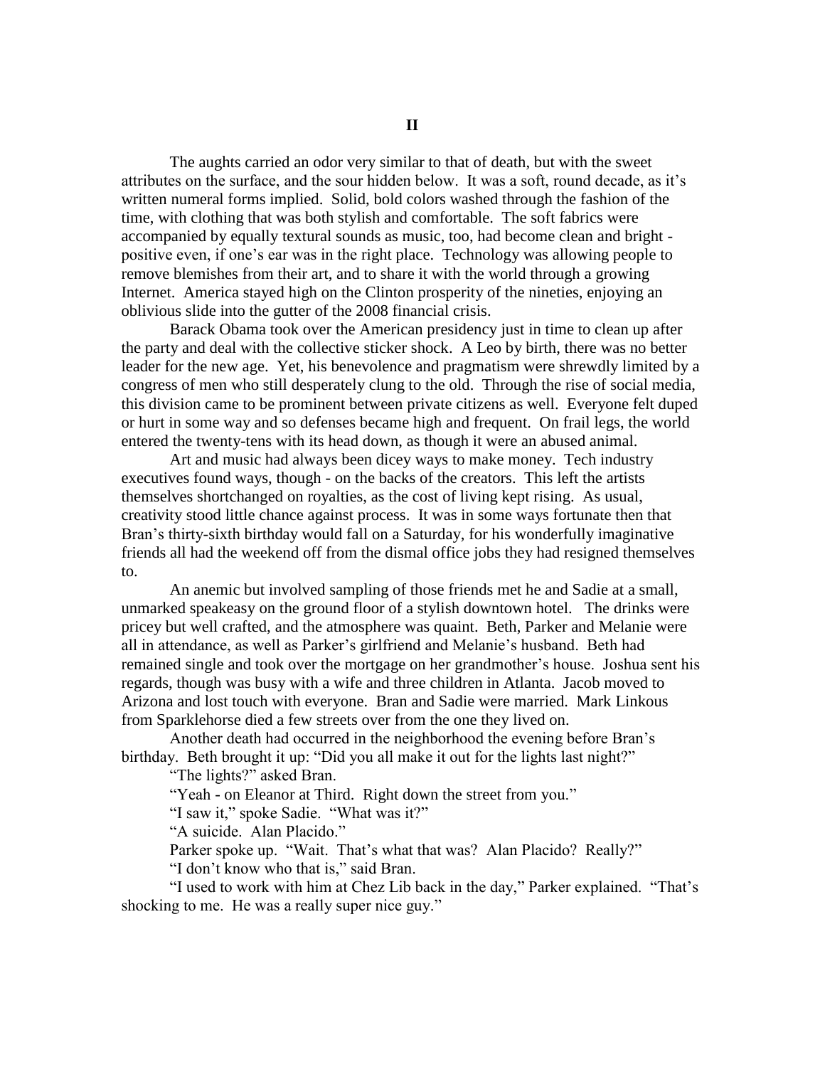## II

The aughts carried an odor very similar to that of death, but with the sweet attributes on the surface, and the sour hidden below. It was a soft, round decade, as it's written numeral forms implied. Solid, bold colors washed through the fashion of the time, with clothing that was both stylish and comfortable. The soft fabrics were accompanied by equally textural sounds as music, too, had become clean and bright - positive even, if one's ear was in the right place. Technology was allowing people to remove blemishes from their art, and to share it with the world through a growing Internet. America stayed high on the Clinton prosperity of the nineties, enjoying an oblivious slide into the gutter of the 2008 financial crisis.

Barack Obama took over the American presidency just in time to clean up after the party and deal with the collective sticker shock. A Leo by birth, there was no better leader for the new age. Yet, his benevolence and pragmatism were shrewdly limited by a congress of men who still desperately clung to the old. Through the rise of social media, this division came to be prominent between private citizens as well. Everyone felt duped or hurt in some way and so defenses became high and frequent. On frail legs, the world entered the twenty-tens with its head down, as though it were an abused animal.

Art and music had always been dicey ways to make money. Tech industry executives found ways, though - on the backs of the creators. This left the artists themselves shortchanged on royalties, as the cost of living kept rising. As usual, creativity stood little chance against process. It was in some ways fortunate then that Bran's thirty-sixth birthday would fall on a Saturday, for his wonderfully imaginative friends all had the weekend off from the dismal office jobs they had resigned themselves to.

An anemic but involved sampling of those friends met he and Sadie at a small, unmarked speakeasy on the ground floor of a stylish downtown hotel. The drinks were pricey but well crafted, and the atmosphere was quaint. Beth, Parker and Melanie were all in attendance, as well as Parker's girlfriend and Melanie's husband. Beth had remained single and took over the mortgage on her grandmother's house. Joshua sent his regards, though was busy with a wife and three children in Atlanta. Jacob moved to Arizona and lost touch with everyone. Bran and Sadie were married. Mark Linkous from Sparklehorse died a few streets over from the one they lived on.

Another death had occurred in the neighborhood the evening before Bran's birthday. Beth brought it up: "Did you all make it out for the lights last night?"

"The lights?" asked Bran.

"Yeah - on Eleanor at Third. Right down the street from you."

"I saw it," spoke Sadie. "What was it?"

"A suicide. Alan Placido."

Parker spoke up. "Wait. That's what that was? Alan Placido? Really?"

"I don't know who that is," said Bran.

"I used to work with him at Chez Lib back in the day," Parker explained. "That's shocking to me. He was a really super nice guy."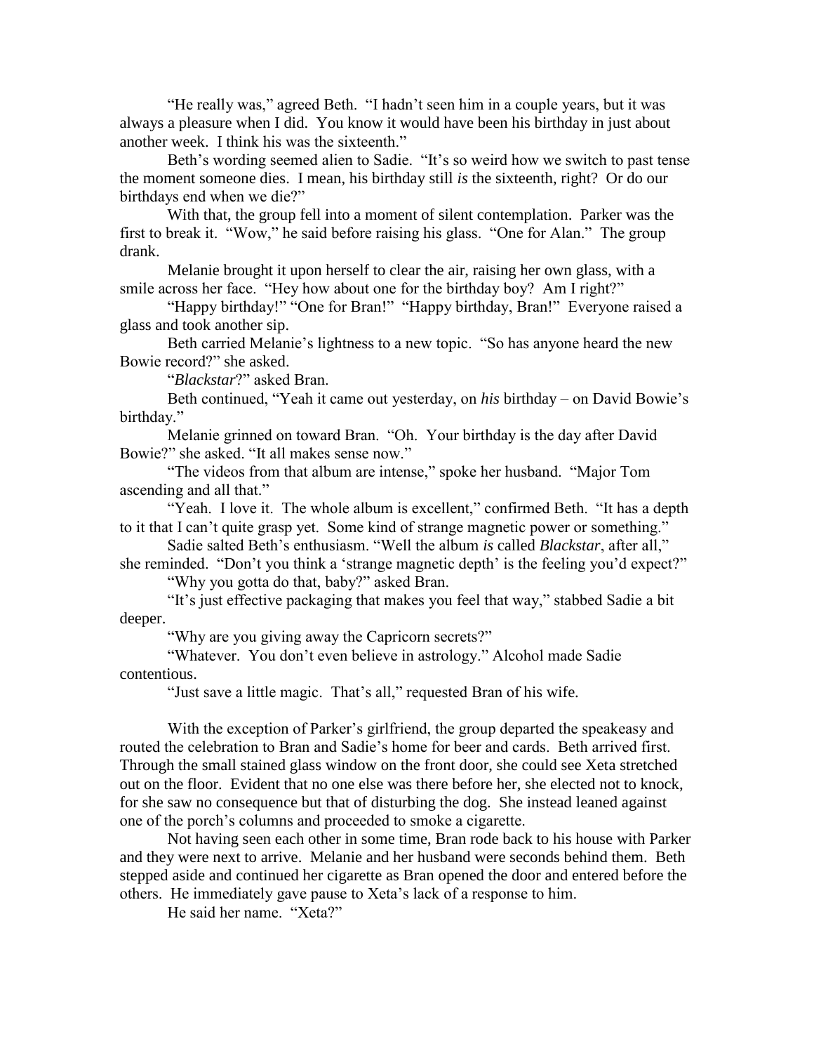"He really was," agreed Beth. "I hadn't seen him in a couple years, but it was always a pleasure when I did. You know it would have been his birthday in just about another week. I think his was the sixteenth."

Beth's wording seemed alien to Sadie. "It's so weird how we switch to past tense the moment someone dies. I mean, his birthday still *is* the sixteenth, right? Or do our birthdays end when we die?"

With that, the group fell into a moment of silent contemplation. Parker was the first to break it. "Wow," he said before raising his glass. "One for Alan." The group drank.

Melanie brought it upon herself to clear the air, raising her own glass, with a smile across her face. "Hey how about one for the birthday boy? Am I right?"

"Happy birthday!" "One for Bran!" "Happy birthday, Bran!" Everyone raised a glass and took another sip.

Beth carried Melanie's lightness to a new topic. "So has anyone heard the new Bowie record?" she asked.

"*Blackstar*?" asked Bran.

Beth continued, "Yeah it came out yesterday, on *his* birthday – on David Bowie's birthday."

Melanie grinned on toward Bran. "Oh. Your birthday is the day after David Bowie?" she asked. "It all makes sense now."

"The videos from that album are intense," spoke her husband. "Major Tom ascending and all that."

"Yeah. I love it. The whole album is excellent," confirmed Beth. "It has a depth to it that I can't quite grasp yet. Some kind of strange magnetic power or something."

Sadie salted Beth's enthusiasm. "Well the album *is* called *Blackstar*, after all," she reminded. "Don't you think a 'strange magnetic depth' is the feeling you'd expect?"

"Why you gotta do that, baby?" asked Bran.

"It's just effective packaging that makes you feel that way," stabbed Sadie a bit deeper.

"Why are you giving away the Capricorn secrets?"

"Whatever. You don't even believe in astrology." Alcohol made Sadie contentious.

"Just save a little magic. That's all," requested Bran of his wife.

With the exception of Parker's girlfriend, the group departed the speakeasy and routed the celebration to Bran and Sadie's home for beer and cards. Beth arrived first. Through the small stained glass window on the front door, she could see Xeta stretched out on the floor. Evident that no one else was there before her, she elected not to knock, for she saw no consequence but that of disturbing the dog. She instead leaned against one of the porch's columns and proceeded to smoke a cigarette.

Not having seen each other in some time, Bran rode back to his house with Parker and they were next to arrive. Melanie and her husband were seconds behind them. Beth stepped aside and continued her cigarette as Bran opened the door and entered before the others. He immediately gave pause to Xeta's lack of a response to him.

He said her name. "Xeta?"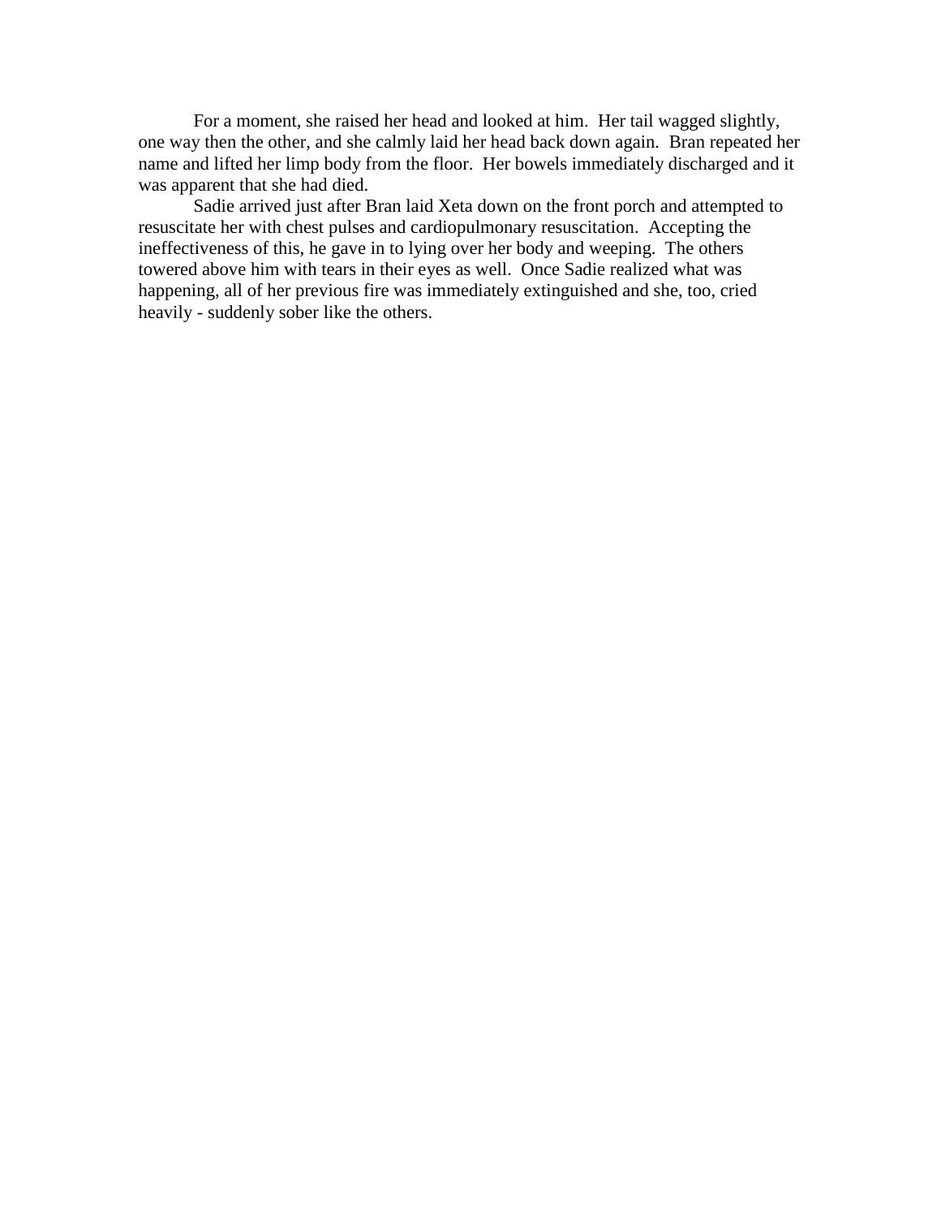For a moment, she raised her head and looked at him. Her tail wagged slightly, one way then the other, and she calmly laid her head back down again. Bran repeated her name and lifted her limp body from the floor. Her bowels immediately discharged and it was apparent that she had died.

Sadie arrived just after Bran laid Xeta down on the front porch and attempted to resuscitate her with chest pulses and cardiopulmonary resuscitation. Accepting the ineffectiveness of this, he gave in to lying over her body and weeping. The others towered above him with tears in their eyes as well. Once Sadie realized what was happening, all of her previous fire was immediately extinguished and she, too, cried heavily - suddenly sober like the others.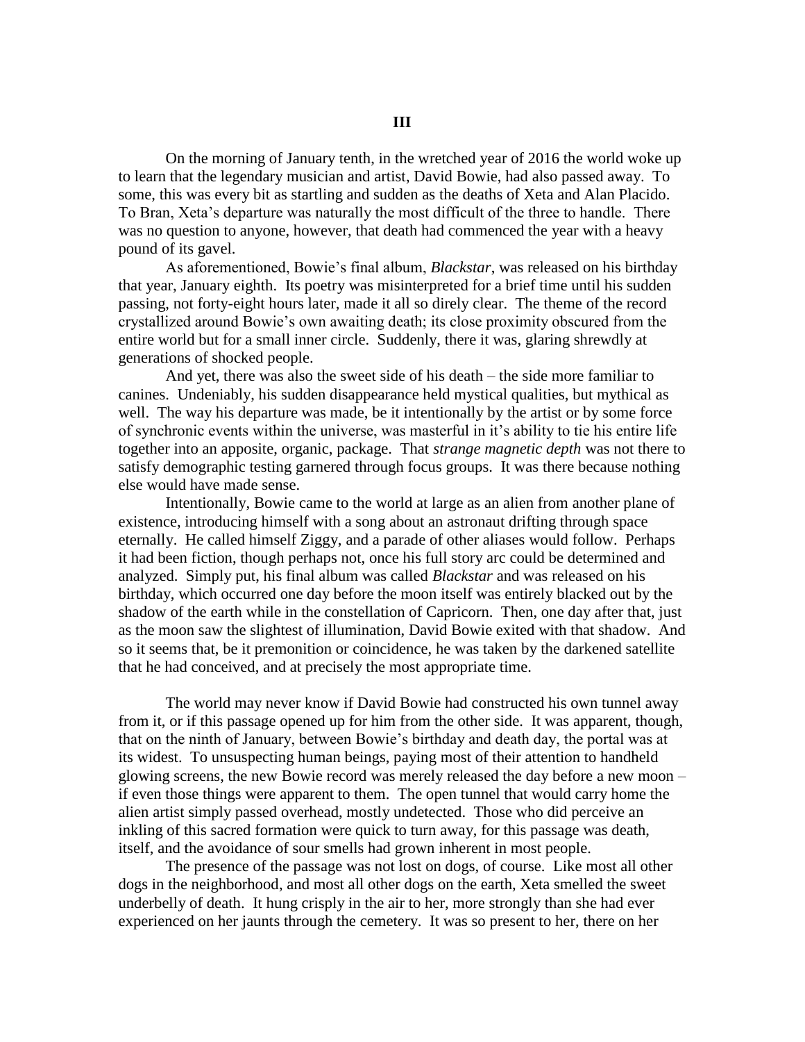# III

On the morning of January tenth, in the wretched year of 2016 the world woke up to learn that the legendary musician and artist, David Bowie, had also passed away. To some, this was every bit as startling and sudden as the deaths of Xeta and Alan Placido. To Bran, Xeta's departure was naturally the most difficult of the three to handle. There was no question to anyone, however, that death had commenced the year with a heavy pound of its gavel.

As aforementioned, Bowie's final album, *Blackstar*, was released on his birthday that year, January eighth. Its poetry was misinterpreted for a brief time until his sudden passing, not forty-eight hours later, made it all so direly clear. The theme of the record crystallized around Bowie's own awaiting death; its close proximity obscured from the entire world but for a small inner circle. Suddenly, there it was, glaring shrewdly at generations of shocked people.

And yet, there was also the sweet side of his death – the side more familiar to canines. Undeniably, his sudden disappearance held mystical qualities, but mythical as well. The way his departure was made, be it intentionally by the artist or by some force of synchronic events within the universe, was masterful in it's ability to tie his entire life together into an apposite, organic, package. That *strange magnetic depth* was not there to satisfy demographic testing garnered through focus groups. It was there because nothing else would have made sense.

Intentionally, Bowie came to the world at large as an alien from another plane of existence, introducing himself with a song about an astronaut drifting through space eternally. He called himself Ziggy, and a parade of other aliases would follow. Perhaps it had been fiction, though perhaps not, once his full story arc could be determined and analyzed. Simply put, his final album was called *Blackstar* and was released on his birthday, which occurred one day before the moon itself was entirely blacked out by the shadow of the earth while in the constellation of Capricorn. Then, one day after that, just as the moon saw the slightest of illumination, David Bowie exited with that shadow. And so it seems that, be it premonition or coincidence, he was taken by the darkened satellite that he had conceived, and at precisely the most appropriate time.

The world may never know if David Bowie had constructed his own tunnel away from it, or if this passage opened up for him from the other side. It was apparent, though, that on the ninth of January, between Bowie's birthday and death day, the portal was at its widest. To unsuspecting human beings, paying most of their attention to handheld glowing screens, the new Bowie record was merely released the day before a new moon – if even those things were apparent to them. The open tunnel that would carry home the alien artist simply passed overhead, mostly undetected. Those who did perceive an inkling of this sacred formation were quick to turn away, for this passage was death, itself, and the avoidance of sour smells had grown inherent in most people.

The presence of the passage was not lost on dogs, of course. Like most all other dogs in the neighborhood, and most all other dogs on the earth, Xeta smelled the sweet underbelly of death. It hung crisply in the air to her, more strongly than she had ever experienced on her jaunts through the cemetery. It was so present to her, there on her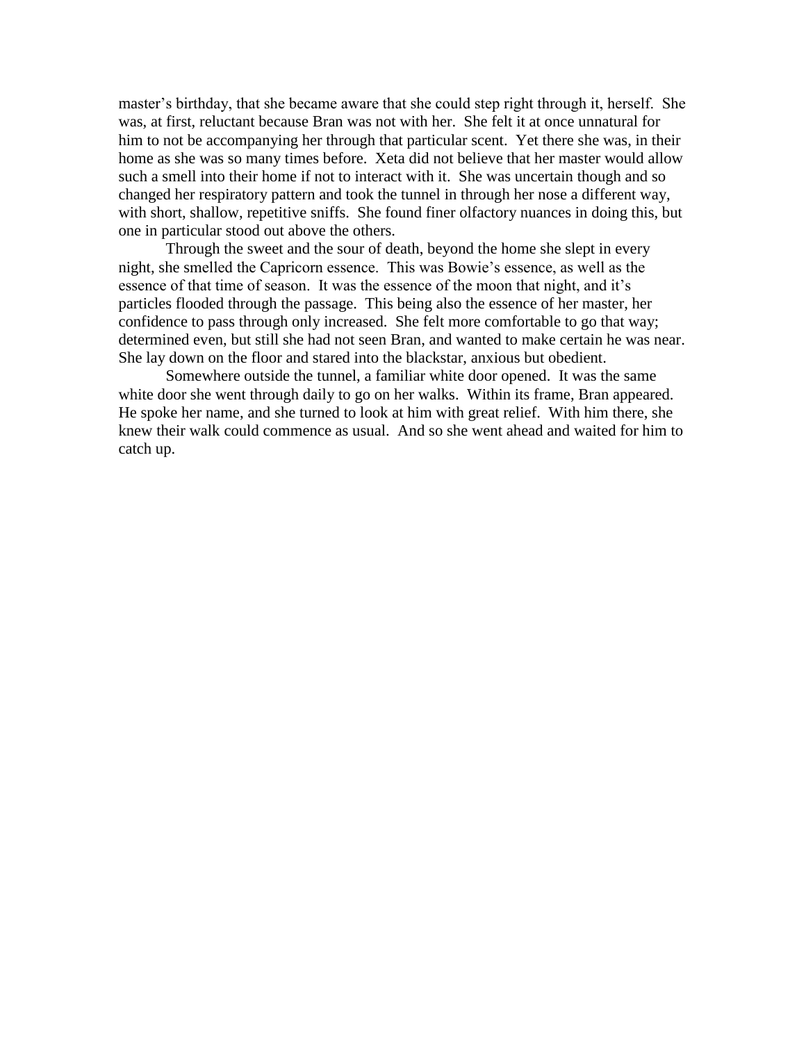master's birthday, that she became aware that she could step right through it, herself. She was, at first, reluctant because Bran was not with her. She felt it at once unnatural for him to not be accompanying her through that particular scent. Yet there she was, in their home as she was so many times before. Xeta did not believe that her master would allow such a smell into their home if not to interact with it. She was uncertain though and so changed her respiratory pattern and took the tunnel in through her nose a different way, with short, shallow, repetitive sniffs. She found finer olfactory nuances in doing this, but one in particular stood out above the others.

Through the sweet and the sour of death, beyond the home she slept in every night, she smelled the Capricorn essence. This was Bowie's essence, as well as the essence of that time of season. It was the essence of the moon that night, and it's particles flooded through the passage. This being also the essence of her master, her confidence to pass through only increased. She felt more comfortable to go that way; determined even, but still she had not seen Bran, and wanted to make certain he was near. She lay down on the floor and stared into the blackstar, anxious but obedient.

Somewhere outside the tunnel, a familiar white door opened. It was the same white door she went through daily to go on her walks. Within its frame, Bran appeared. He spoke her name, and she turned to look at him with great relief. With him there, she knew their walk could commence as usual. And so she went ahead and waited for him to catch up.